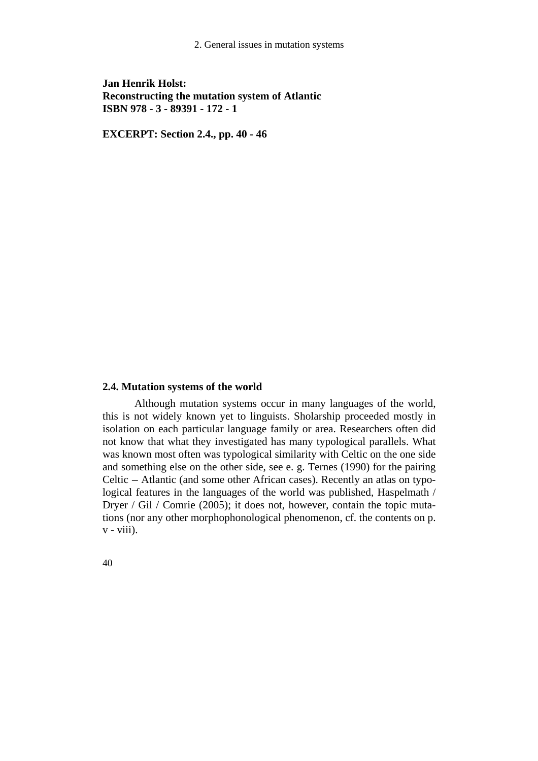**Jan Henrik Holst:**
**Reconstructing the mutation system of Atlantic**
**ISBN 978 - 3 - 89391 - 172 - 1**

**EXCERPT: Section 2.4., pp. 40 - 46**

## 2.4. Mutation systems of the world

Although mutation systems occur in many languages of the world, this is not widely known yet to linguists. Sholarship proceeded mostly in isolation on each particular language family or area. Researchers often did not know that what they investigated has many typological parallels. What was known most often was typological similarity with Celtic on the one side and something else on the other side, see e. g. Ternes (1990) for the pairing Celtic – Atlantic (and some other African cases). Recently an atlas on typological features in the languages of the world was published, Haspelmath / Dryer / Gil / Comrie (2005); it does not, however, contain the topic mutations (nor any other morphophonological phenomenon, cf. the contents on p. v - viii).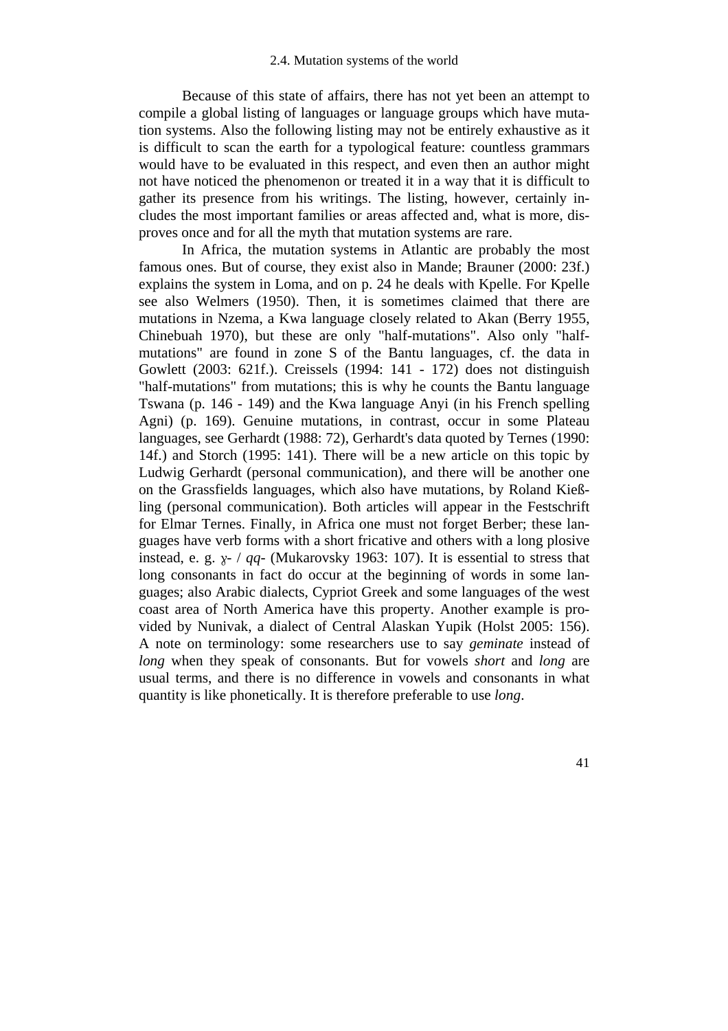Because of this state of affairs, there has not yet been an attempt to compile a global listing of languages or language groups which have mutation systems. Also the following listing may not be entirely exhaustive as it is difficult to scan the earth for a typological feature: countless grammars would have to be evaluated in this respect, and even then an author might not have noticed the phenomenon or treated it in a way that it is difficult to gather its presence from his writings. The listing, however, certainly includes the most important families or areas affected and, what is more, disproves once and for all the myth that mutation systems are rare.

In Africa, the mutation systems in Atlantic are probably the most famous ones. But of course, they exist also in Mande; Brauner (2000: 23f.) explains the system in Loma, and on p. 24 he deals with Kpelle. For Kpelle see also Welmers (1950). Then, it is sometimes claimed that there are mutations in Nzema, a Kwa language closely related to Akan (Berry 1955, Chinebuah 1970), but these are only "half-mutations". Also only "half-mutations" are found in zone S of the Bantu languages, cf. the data in Gowlett (2003: 621f.). Creissels (1994: 141 - 172) does not distinguish "half-mutations" from mutations; this is why he counts the Bantu language Tswana (p. 146 - 149) and the Kwa language Anyi (in his French spelling Agni) (p. 169). Genuine mutations, in contrast, occur in some Plateau languages, see Gerhardt (1988: 72), Gerhardt's data quoted by Ternes (1990: 14f.) and Storch (1995: 141). There will be a new article on this topic by Ludwig Gerhardt (personal communication), and there will be another one on the Grassfields languages, which also have mutations, by Roland Kießling (personal communication). Both articles will appear in the Festschrift for Elmar Ternes. Finally, in Africa one must not forget Berber; these languages have verb forms with a short fricative and others with a long plosive instead, e. g. *ɣ-* / *qq-* (Mukarovsky 1963: 107). It is essential to stress that long consonants in fact do occur at the beginning of words in some languages; also Arabic dialects, Cypriot Greek and some languages of the west coast area of North America have this property. Another example is provided by Nunivak, a dialect of Central Alaskan Yupik (Holst 2005: 156). A note on terminology: some researchers use to say *geminate* instead of *long* when they speak of consonants. But for vowels *short* and *long* are usual terms, and there is no difference in vowels and consonants in what quantity is like phonetically. It is therefore preferable to use *long*.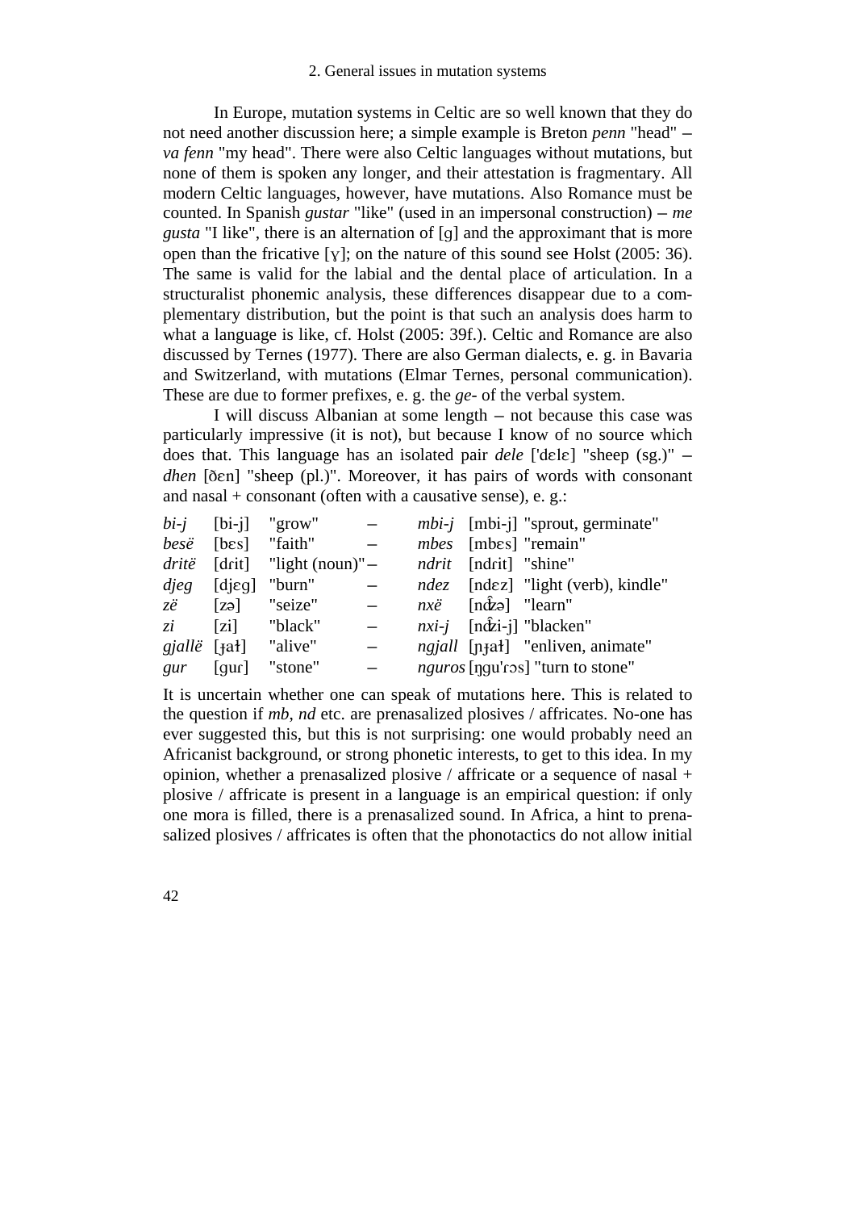In Europe, mutation systems in Celtic are so well known that they do not need another discussion here; a simple example is Breton *penn* "head" – *va fenn* "my head". There were also Celtic languages without mutations, but none of them is spoken any longer, and their attestation is fragmentary. All modern Celtic languages, however, have mutations. Also Romance must be counted. In Spanish *gustar* "like" (used in an impersonal construction) – *me gusta* "I like", there is an alternation of [g] and the approximant that is more open than the fricative [ɣ]; on the nature of this sound see Holst (2005: 36). The same is valid for the labial and the dental place of articulation. In a structuralist phonemic analysis, these differences disappear due to a complementary distribution, but the point is that such an analysis does harm to what a language is like, cf. Holst (2005: 39f.). Celtic and Romance are also discussed by Ternes (1977). There are also German dialects, e. g. in Bavaria and Switzerland, with mutations (Elmar Ternes, personal communication). These are due to former prefixes, e. g. the *ge-* of the verbal system.

I will discuss Albanian at some length – not because this case was particularly impressive (it is not), but because I know of no source which does that. This language has an isolated pair *dele* ['dɛlɛ] "sheep (sg.)" – *dhen* [ðɛn] "sheep (pl.)". Moreover, it has pairs of words with consonant and nasal + consonant (often with a causative sense), e. g.:

| | | | | | | |
|---|---|---|---|---|---|---|
| *bi-j* | [bi-j] | "grow" | – | *mbi-j* | [mbi-j] | "sprout, germinate" |
| *besë* | [bɛs] | "faith" | – | *mbes* | [mbɛs] | "remain" |
| *dritë* | [drit] | "light (noun)" | – | *ndrit* | [ndrit] | "shine" |
| *djeg* | [djɛg] | "burn" | – | *ndez* | [ndɛz] | "light (verb), kindle" |
| *zë* | [zə] | "seize" | – | *nxë* | [nd͡zə] | "learn" |
| *zi* | [zi] | "black" | – | *nxi-j* | [nd͡zi-j] | "blacken" |
| *gjallë* | [ɟaɫ] | "alive" | – | *ngjall* | [ɲɟaɫ] | "enliven, animate" |
| *gur* | [gur] | "stone" | – | *nguros* | [ŋgu'rɔs] | "turn to stone" |

It is uncertain whether one can speak of mutations here. This is related to the question if *mb*, *nd* etc. are prenasalized plosives / affricates. No-one has ever suggested this, but this is not surprising: one would probably need an Africanist background, or strong phonetic interests, to get to this idea. In my opinion, whether a prenasalized plosive / affricate or a sequence of nasal + plosive / affricate is present in a language is an empirical question: if only one mora is filled, there is a prenasalized sound. In Africa, a hint to prenasalized plosives / affricates is often that the phonotactics do not allow initial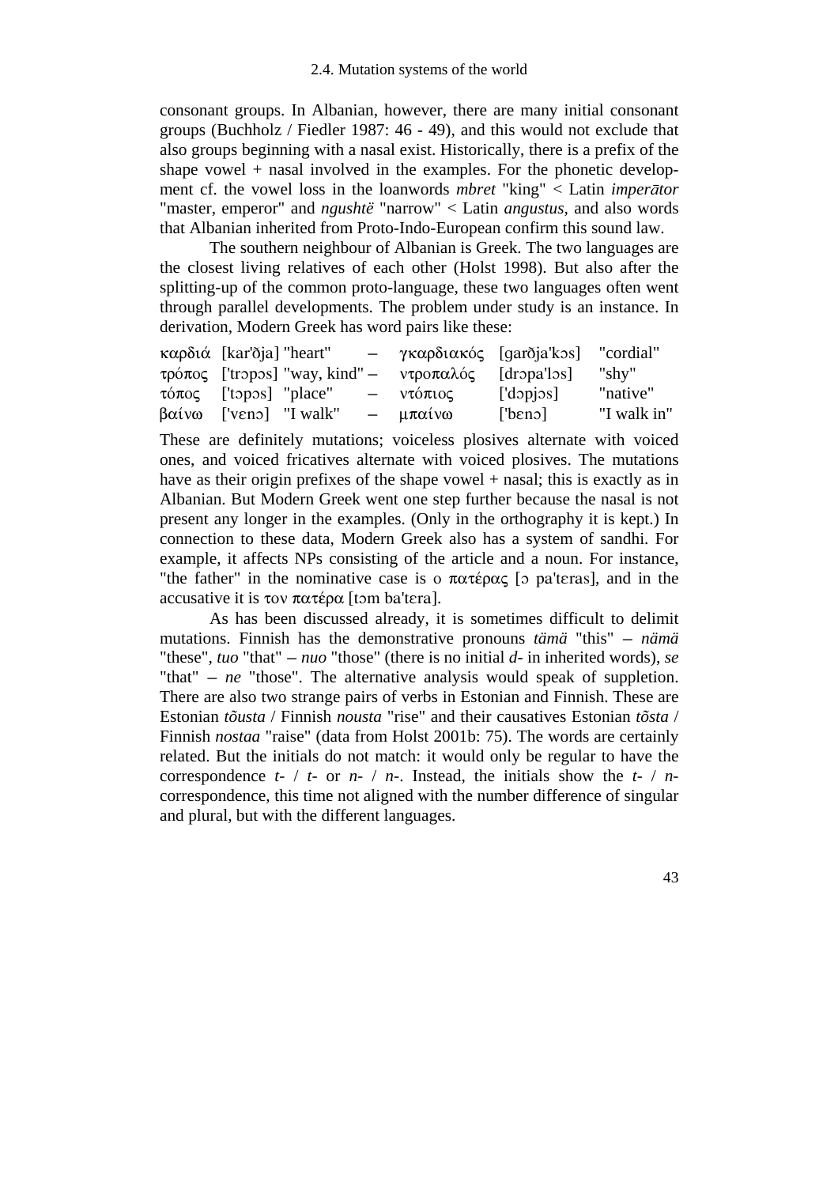consonant groups. In Albanian, however, there are many initial consonant groups (Buchholz / Fiedler 1987: 46 - 49), and this would not exclude that also groups beginning with a nasal exist. Historically, there is a prefix of the shape vowel + nasal involved in the examples. For the phonetic development cf. the vowel loss in the loanwords *mbret* "king" < Latin *imperātor* "master, emperor" and *ngushtë* "narrow" < Latin *angustus*, and also words that Albanian inherited from Proto-Indo-European confirm this sound law.

The southern neighbour of Albanian is Greek. The two languages are the closest living relatives of each other (Holst 1998). But also after the splitting-up of the common proto-language, these two languages often went through parallel developments. The problem under study is an instance. In derivation, Modern Greek has word pairs like these:

| | | | | | | |
|---|---|---|---|---|---|---|
| καρδιά | [kar'ðja] | "heart" | – | γκαρδιακός | [garðja'kɔs] | "cordial" |
| τρόπος | ['trɔpɔs] | "way, kind" | – | ντροπαλός | [drɔpa'lɔs] | "shy" |
| τόπος | ['tɔpɔs] | "place" | – | ντόπιος | ['dɔpjɔs] | "native" |
| βαίνω | ['vɛnɔ] | "I walk" | – | μπαίνω | ['bɛnɔ] | "I walk in" |

These are definitely mutations; voiceless plosives alternate with voiced ones, and voiced fricatives alternate with voiced plosives. The mutations have as their origin prefixes of the shape vowel + nasal; this is exactly as in Albanian. But Modern Greek went one step further because the nasal is not present any longer in the examples. (Only in the orthography it is kept.) In connection to these data, Modern Greek also has a system of sandhi. For example, it affects NPs consisting of the article and a noun. For instance, "the father" in the nominative case is ο πατέρας [ɔ pa'tɛras], and in the accusative it is τον πατέρα [tɔm ba'tɛra].

As has been discussed already, it is sometimes difficult to delimit mutations. Finnish has the demonstrative pronouns *tämä* "this" – *nämä* "these", *tuo* "that" – *nuo* "those" (there is no initial *d-* in inherited words), *se* "that" – *ne* "those". The alternative analysis would speak of suppletion. There are also two strange pairs of verbs in Estonian and Finnish. These are Estonian *tõusta* / Finnish *nousta* "rise" and their causatives Estonian *tõsta* / Finnish *nostaa* "raise" (data from Holst 2001b: 75). The words are certainly related. But the initials do not match: it would only be regular to have the correspondence *t-* / *t-* or *n-* / *n-*. Instead, the initials show the *t-* / *n-* correspondence, this time not aligned with the number difference of singular and plural, but with the different languages.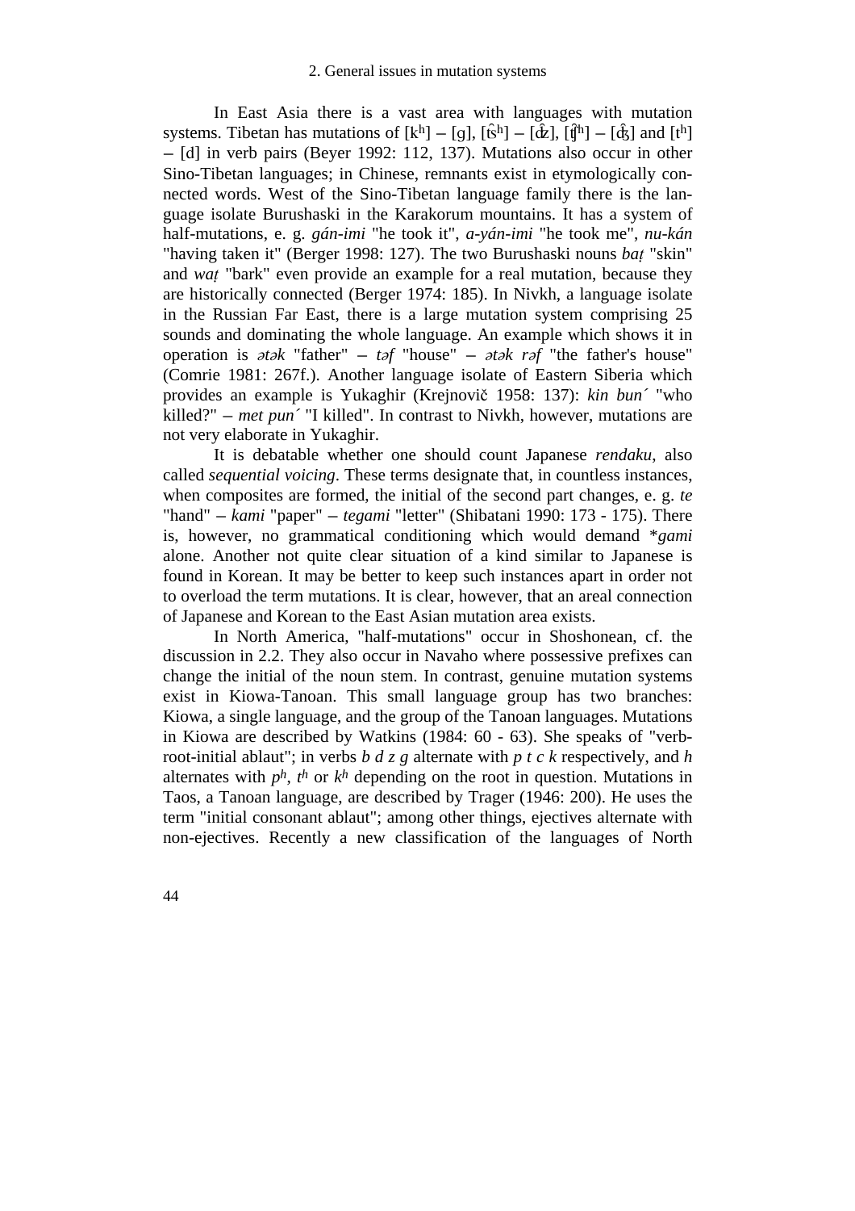In East Asia there is a vast area with languages with mutation systems. Tibetan has mutations of [kʰ] – [g], [t͡sʰ] – [d͡z], [t͡ʃʰ] – [d͡ʒ] and [tʰ] – [d] in verb pairs (Beyer 1992: 112, 137). Mutations also occur in other Sino-Tibetan languages; in Chinese, remnants exist in etymologically connected words. West of the Sino-Tibetan language family there is the language isolate Burushaski in the Karakorum mountains. It has a system of half-mutations, e. g. *gán-imi* "he took it", *a-yán-imi* "he took me", *nu-kán* "having taken it" (Berger 1998: 127). The two Burushaski nouns *baṭ* "skin" and *waṭ* "bark" even provide an example for a real mutation, because they are historically connected (Berger 1974: 185). In Nivkh, a language isolate in the Russian Far East, there is a large mutation system comprising 25 sounds and dominating the whole language. An example which shows it in operation is *ətək* "father" – *təf* "house" – *ətək rəf* "the father's house" (Comrie 1981: 267f.). Another language isolate of Eastern Siberia which provides an example is Yukaghir (Krejnovič 1958: 137): *kin bun´* "who killed?" – *met pun´* "I killed". In contrast to Nivkh, however, mutations are not very elaborate in Yukaghir.

It is debatable whether one should count Japanese *rendaku*, also called *sequential voicing*. These terms designate that, in countless instances, when composites are formed, the initial of the second part changes, e. g. *te* "hand" – *kami* "paper" – *tegami* "letter" (Shibatani 1990: 173 - 175). There is, however, no grammatical conditioning which would demand **gami* alone. Another not quite clear situation of a kind similar to Japanese is found in Korean. It may be better to keep such instances apart in order not to overload the term mutations. It is clear, however, that an areal connection of Japanese and Korean to the East Asian mutation area exists.

In North America, "half-mutations" occur in Shoshonean, cf. the discussion in 2.2. They also occur in Navaho where possessive prefixes can change the initial of the noun stem. In contrast, genuine mutation systems exist in Kiowa-Tanoan. This small language group has two branches: Kiowa, a single language, and the group of the Tanoan languages. Mutations in Kiowa are described by Watkins (1984: 60 - 63). She speaks of "verb-root-initial ablaut"; in verbs *b d z g* alternate with *p t c k* respectively, and *h* alternates with *pʰ*, *tʰ* or *kʰ* depending on the root in question. Mutations in Taos, a Tanoan language, are described by Trager (1946: 200). He uses the term "initial consonant ablaut"; among other things, ejectives alternate with non-ejectives. Recently a new classification of the languages of North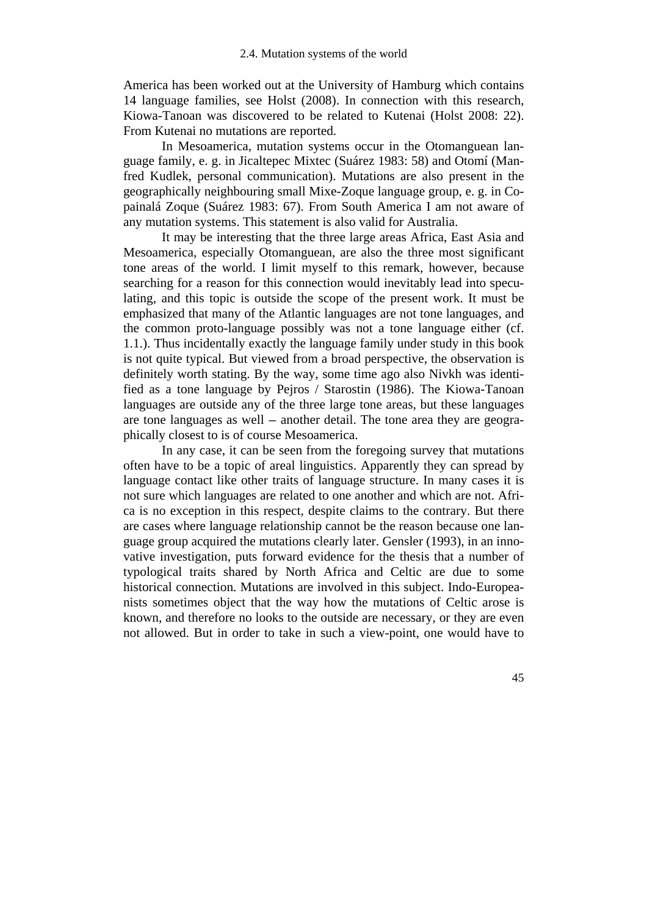America has been worked out at the University of Hamburg which contains 14 language families, see Holst (2008). In connection with this research, Kiowa-Tanoan was discovered to be related to Kutenai (Holst 2008: 22). From Kutenai no mutations are reported.

In Mesoamerica, mutation systems occur in the Otomanguean language family, e. g. in Jicaltepec Mixtec (Suárez 1983: 58) and Otomí (Manfred Kudlek, personal communication). Mutations are also present in the geographically neighbouring small Mixe-Zoque language group, e. g. in Copainalá Zoque (Suárez 1983: 67). From South America I am not aware of any mutation systems. This statement is also valid for Australia.

It may be interesting that the three large areas Africa, East Asia and Mesoamerica, especially Otomanguean, are also the three most significant tone areas of the world. I limit myself to this remark, however, because searching for a reason for this connection would inevitably lead into speculating, and this topic is outside the scope of the present work. It must be emphasized that many of the Atlantic languages are not tone languages, and the common proto-language possibly was not a tone language either (cf. 1.1.). Thus incidentally exactly the language family under study in this book is not quite typical. But viewed from a broad perspective, the observation is definitely worth stating. By the way, some time ago also Nivkh was identified as a tone language by Pejros / Starostin (1986). The Kiowa-Tanoan languages are outside any of the three large tone areas, but these languages are tone languages as well – another detail. The tone area they are geographically closest to is of course Mesoamerica.

In any case, it can be seen from the foregoing survey that mutations often have to be a topic of areal linguistics. Apparently they can spread by language contact like other traits of language structure. In many cases it is not sure which languages are related to one another and which are not. Africa is no exception in this respect, despite claims to the contrary. But there are cases where language relationship cannot be the reason because one language group acquired the mutations clearly later. Gensler (1993), in an innovative investigation, puts forward evidence for the thesis that a number of typological traits shared by North Africa and Celtic are due to some historical connection. Mutations are involved in this subject. Indo-Europeanists sometimes object that the way how the mutations of Celtic arose is known, and therefore no looks to the outside are necessary, or they are even not allowed. But in order to take in such a view-point, one would have to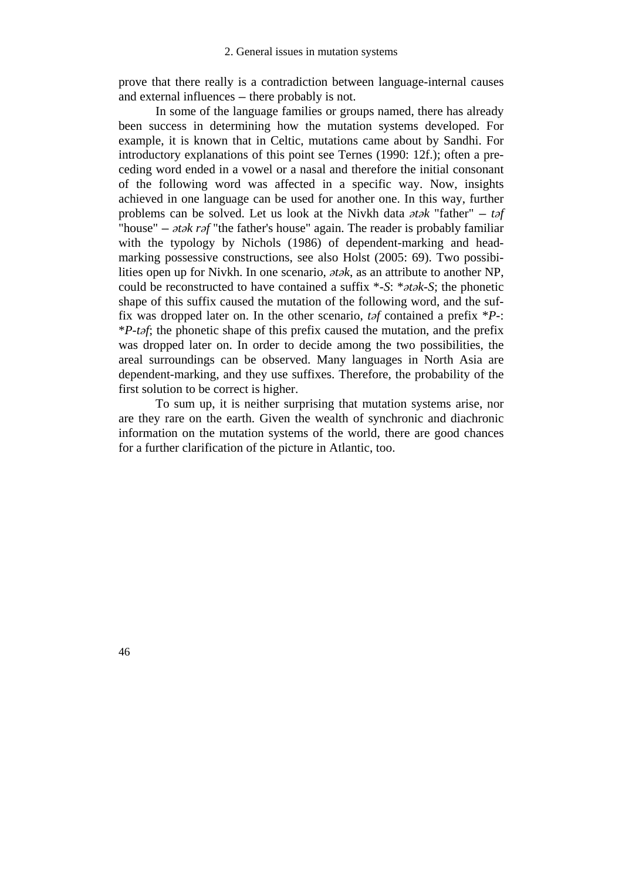prove that there really is a contradiction between language-internal causes and external influences – there probably is not.

In some of the language families or groups named, there has already been success in determining how the mutation systems developed. For example, it is known that in Celtic, mutations came about by Sandhi. For introductory explanations of this point see Ternes (1990: 12f.); often a preceding word ended in a vowel or a nasal and therefore the initial consonant of the following word was affected in a specific way. Now, insights achieved in one language can be used for another one. In this way, further problems can be solved. Let us look at the Nivkh data *ətək* "father" – *təf* "house" – *ətək rəf* "the father's house" again. The reader is probably familiar with the typology by Nichols (1986) of dependent-marking and head-marking possessive constructions, see also Holst (2005: 69). Two possibilities open up for Nivkh. In one scenario, *ətək*, as an attribute to another NP, could be reconstructed to have contained a suffix *-*S*: **ətək-S*; the phonetic shape of this suffix caused the mutation of the following word, and the suffix was dropped later on. In the other scenario, *təf* contained a prefix **P*-: **P-təf*; the phonetic shape of this prefix caused the mutation, and the prefix was dropped later on. In order to decide among the two possibilities, the areal surroundings can be observed. Many languages in North Asia are dependent-marking, and they use suffixes. Therefore, the probability of the first solution to be correct is higher.

To sum up, it is neither surprising that mutation systems arise, nor are they rare on the earth. Given the wealth of synchronic and diachronic information on the mutation systems of the world, there are good chances for a further clarification of the picture in Atlantic, too.